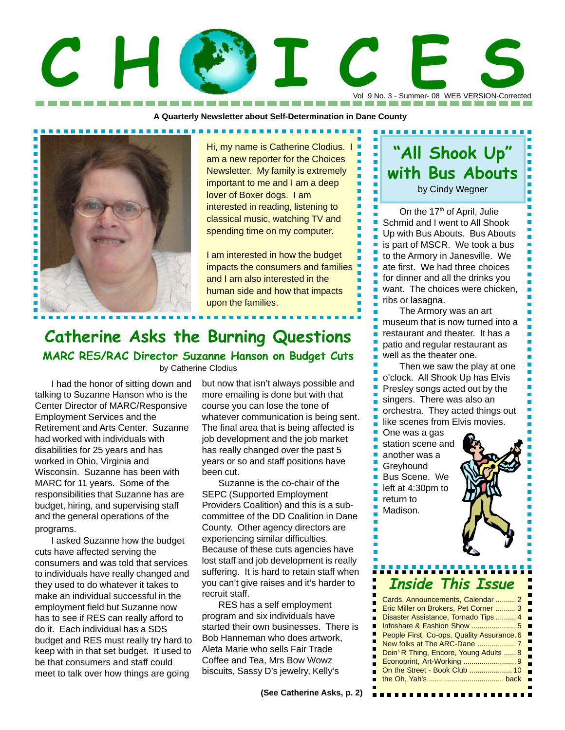# CHOICES

Vol 9 No. 3 - Summer- 08 WEB VERSION-Corrected

A Quarterly Newsletter about Self-Determination in Dane County

Hi, my name is Catherine Clodius. I am a new reporter for the Choices Newsletter. My family is extremely important to me and I am a deep lover of Boxer dogs. I am interested in reading, listening to classical music, watching TV and spending time on my computer.

I am interested in how the budget impacts the consumers and families and I am also interested in the human side and how that impacts upon the families.

## Catherine Asks the Burning Questions

### MARC RES/RAC Director Suzanne Hanson on Budget Cuts

by Catherine Clodius

I had the honor of sitting down and talking to Suzanne Hanson who is the Center Director of MARC/Responsive Employment Services and the Retirement and Arts Center. Suzanne had worked with individuals with disabilities for 25 years and has worked in Ohio, Virginia and Wisconsin. Suzanne has been with MARC for 11 years. Some of the responsibilities that Suzanne has are budget, hiring, and supervising staff and the general operations of the programs.

I asked Suzanne how the budget cuts have affected serving the consumers and was told that services to individuals have really changed and they used to do whatever it takes to make an individual successful in the employment field but Suzanne now has to see if RES can really afford to do it. Each individual has a SDS budget and RES must really try hard to keep with in that set budget. It used to be that consumers and staff could meet to talk over how things are going but now that isn't always possible and more emailing is done but with that course you can lose the tone of whatever communication is being sent. The final area that is being affected is job development and the job market has really changed over the past 5 years or so and staff positions have been cut.

Suzanne is the co-chair of the SEPC (Supported Employment Providers Coalition) and this is a sub-committee of the DD Coalition in Dane County. Other agency directors are experiencing similar difficulties. Because of these cuts agencies have lost staff and job development is really suffering. It is hard to retain staff when you can't give raises and it's harder to recruit staff.

RES has a self employment program and six individuals have started their own businesses. There is Bob Hanneman who does artwork, Aleta Marie who sells Fair Trade Coffee and Tea, Mrs Bow Wowz biscuits, Sassy D's jewelry, Kelly's

**(See Catherine Asks, p. 2)**

## "All Shook Up" with Bus Abouts

by Cindy Wegner

On the 17th of April, Julie Schmid and I went to All Shook Up with Bus Abouts. Bus Abouts is part of MSCR. We took a bus to the Armory in Janesville. We ate first. We had three choices for dinner and all the drinks you want. The choices were chicken, ribs or lasagna.

The Armory was an art museum that is now turned into a restaurant and theater. It has a patio and regular restaurant as well as the theater one.

Then we saw the play at one o'clock. All Shook Up has Elvis Presley songs acted out by the singers. There was also an orchestra. They acted things out like scenes from Elvis movies. One was a gas station scene and another was a Greyhound Bus Scene. We left at 4:30pm to return to Madison.

## Inside This Issue

- Cards, Announcements, Calendar .......... 2
- Eric Miller on Brokers, Pet Corner .......... 3
- Disaster Assistance, Tornado Tips .......... 4
- Infoshare & Fashion Show .......... 5
- People First, Co-ops, Quality Assurance .......... 6
- New folks at The ARC-Dane .......... 7
- Doin' R Thing, Encore, Young Adults .......... 8
- Econoprint, Art-Working .......... 9
- On the Street - Book Club .......... 10
- the Oh, Yah's .......... back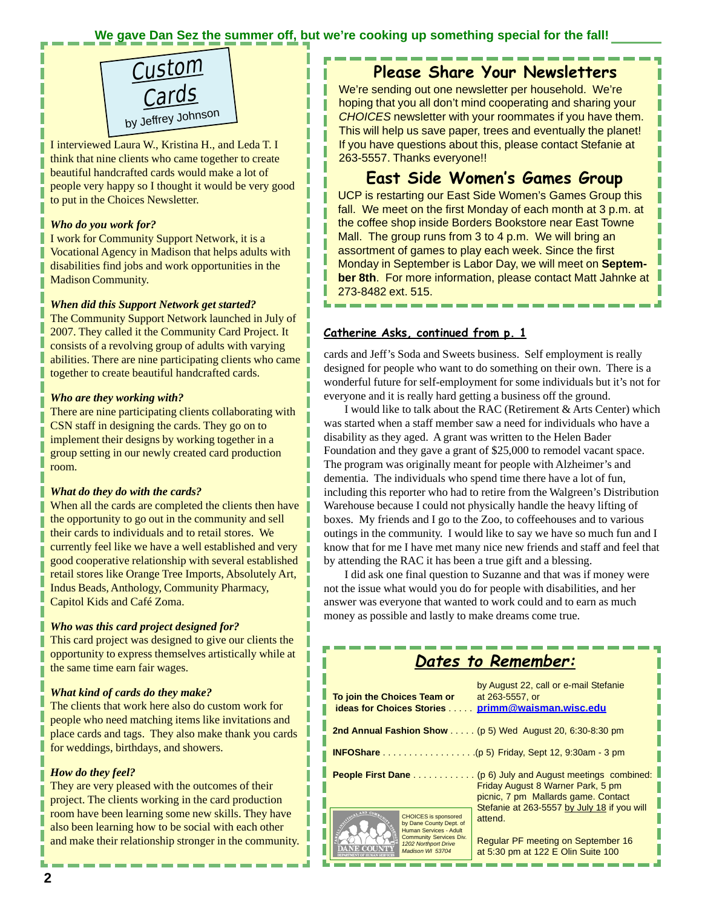**We gave Dan Sez the summer off, but we're cooking up something special for the fall!**

## Custom Cards

by Jeffrey Johnson

I interviewed Laura W., Kristina H., and Leda T. I think that nine clients who came together to create beautiful handcrafted cards would make a lot of people very happy so I thought it would be very good to put in the Choices Newsletter.

***Who do you work for?***

I work for Community Support Network, it is a Vocational Agency in Madison that helps adults with disabilities find jobs and work opportunities in the Madison Community.

***When did this Support Network get started?***

The Community Support Network launched in July of 2007. They called it the Community Card Project. It consists of a revolving group of adults with varying abilities. There are nine participating clients who came together to create beautiful handcrafted cards.

***Who are they working with?***

There are nine participating clients collaborating with CSN staff in designing the cards. They go on to implement their designs by working together in a group setting in our newly created card production room.

***What do they do with the cards?***

When all the cards are completed the clients then have the opportunity to go out in the community and sell their cards to individuals and to retail stores. We currently feel like we have a well established and very good cooperative relationship with several established retail stores like Orange Tree Imports, Absolutely Art, Indus Beads, Anthology, Community Pharmacy, Capitol Kids and Café Zoma.

***Who was this card project designed for?***

This card project was designed to give our clients the opportunity to express themselves artistically while at the same time earn fair wages.

***What kind of cards do they make?***

The clients that work here also do custom work for people who need matching items like invitations and place cards and tags. They also make thank you cards for weddings, birthdays, and showers.

***How do they feel?***

They are very pleased with the outcomes of their project. The clients working in the card production room have been learning some new skills. They have also been learning how to be social with each other and make their relationship stronger in the community.

## Please Share Your Newsletters

We're sending out one newsletter per household. We're hoping that you all don't mind cooperating and sharing your *CHOICES* newsletter with your roommates if you have them. This will help us save paper, trees and eventually the planet! If you have questions about this, please contact Stefanie at 263-5557. Thanks everyone!!

## East Side Women's Games Group

UCP is restarting our East Side Women's Games Group this fall. We meet on the first Monday of each month at 3 p.m. at the coffee shop inside Borders Bookstore near East Towne Mall. The group runs from 3 to 4 p.m. We will bring an assortment of games to play each week. Since the first Monday in September is Labor Day, we will meet on **September 8th**. For more information, please contact Matt Jahnke at 273-8482 ext. 515.

### Catherine Asks, continued from p. 1

cards and Jeff's Soda and Sweets business. Self employment is really designed for people who want to do something on their own. There is a wonderful future for self-employment for some individuals but it's not for everyone and it is really hard getting a business off the ground.

I would like to talk about the RAC (Retirement & Arts Center) which was started when a staff member saw a need for individuals who have a disability as they aged. A grant was written to the Helen Bader Foundation and they gave a grant of $25,000 to remodel vacant space. The program was originally meant for people with Alzheimer's and dementia. The individuals who spend time there have a lot of fun, including this reporter who had to retire from the Walgreen's Distribution Warehouse because I could not physically handle the heavy lifting of boxes. My friends and I go to the Zoo, to coffeehouses and to various outings in the community. I would like to say we have so much fun and I know that for me I have met many nice new friends and staff and feel that by attending the RAC it has been a true gift and a blessing.

I did ask one final question to Suzanne and that was if money were not the issue what would you do for people with disabilities, and her answer was everyone that wanted to work could and to earn as much money as possible and lastly to make dreams come true.

## Dates to Remember:

**To join the Choices Team or ideas for Choices Stories** ..... by August 22, call or e-mail Stefanie at 263-5557, or **primm@waisman.wisc.edu**

**2nd Annual Fashion Show** ..... (p 5) Wed August 20, 6:30-8:30 pm

**INFOShare** .................. (p 5) Friday, Sept 12, 9:30am - 3 pm

**People First Dane** ............ (p 6) July and August meetings combined: Friday August 8 Warner Park, 5 pm picnic, 7 pm Mallards game. Contact Stefanie at 263-5557 by July 18 if you will attend.

Regular PF meeting on September 16 at 5:30 pm at 122 E Olin Suite 100

*CHOICES is sponsored by Dane County Dept. of Human Services - Adult Community Services Div. 1202 Northport Drive Madison WI 53704*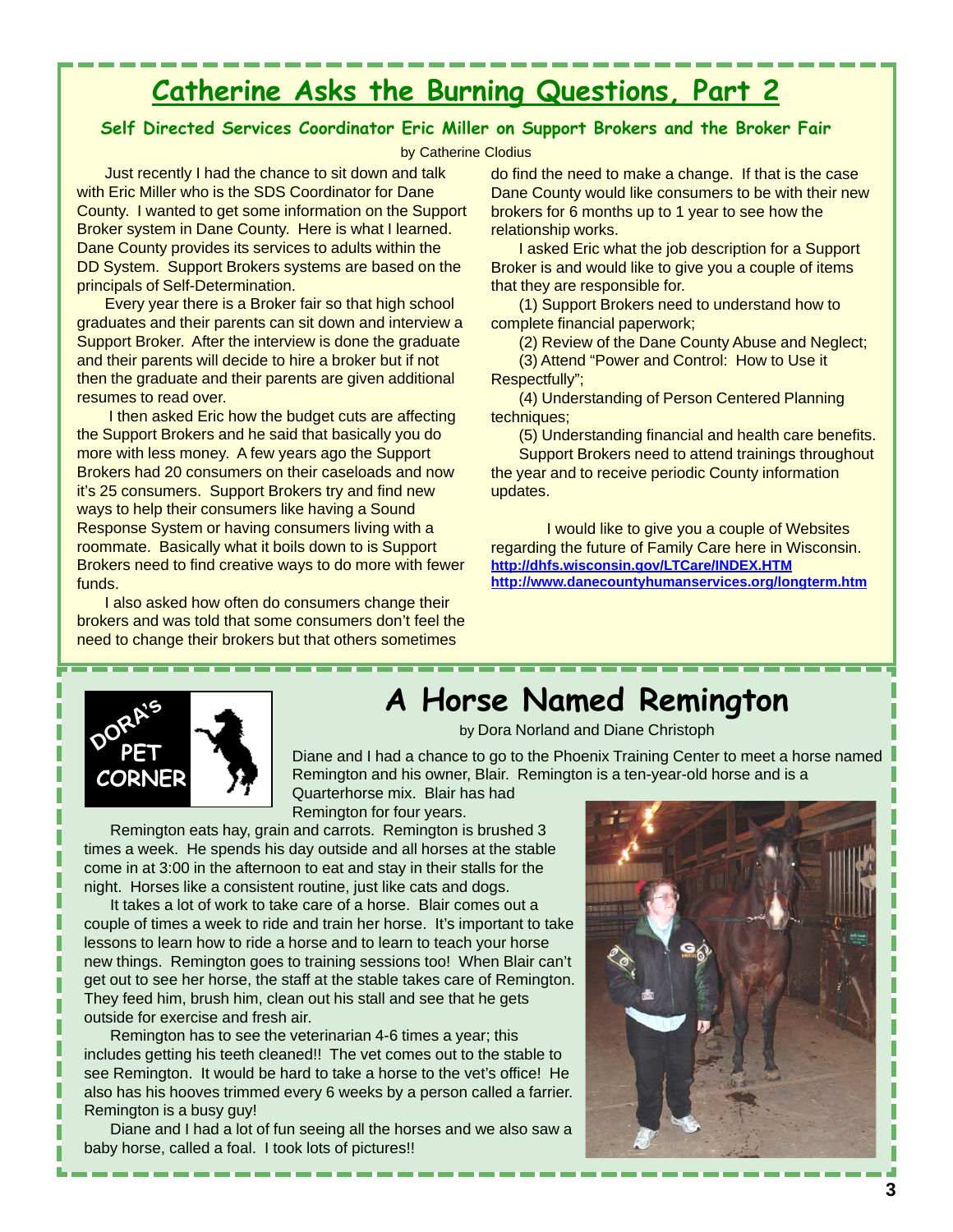# Catherine Asks the Burning Questions, Part 2

### Self Directed Services Coordinator Eric Miller on Support Brokers and the Broker Fair

by Catherine Clodius

Just recently I had the chance to sit down and talk with Eric Miller who is the SDS Coordinator for Dane County. I wanted to get some information on the Support Broker system in Dane County. Here is what I learned. Dane County provides its services to adults within the DD System. Support Brokers systems are based on the principals of Self-Determination.

Every year there is a Broker fair so that high school graduates and their parents can sit down and interview a Support Broker. After the interview is done the graduate and their parents will decide to hire a broker but if not then the graduate and their parents are given additional resumes to read over.

I then asked Eric how the budget cuts are affecting the Support Brokers and he said that basically you do more with less money. A few years ago the Support Brokers had 20 consumers on their caseloads and now it's 25 consumers. Support Brokers try and find new ways to help their consumers like having a Sound Response System or having consumers living with a roommate. Basically what it boils down to is Support Brokers need to find creative ways to do more with fewer funds.

I also asked how often do consumers change their brokers and was told that some consumers don't feel the need to change their brokers but that others sometimes do find the need to make a change. If that is the case Dane County would like consumers to be with their new brokers for 6 months up to 1 year to see how the relationship works.

I asked Eric what the job description for a Support Broker is and would like to give you a couple of items that they are responsible for.

(1) Support Brokers need to understand how to complete financial paperwork;

(2) Review of the Dane County Abuse and Neglect;

(3) Attend "Power and Control: How to Use it Respectfully";

(4) Understanding of Person Centered Planning techniques;

(5) Understanding financial and health care benefits.

Support Brokers need to attend trainings throughout the year and to receive periodic County information updates.

I would like to give you a couple of Websites regarding the future of Family Care here in Wisconsin.

**http://dhfs.wisconsin.gov/LTCare/INDEX.HTM**
**http://www.danecountyhumanservices.org/longterm.htm**

---

DORA'S PET CORNER

# A Horse Named Remington

by Dora Norland and Diane Christoph

Diane and I had a chance to go to the Phoenix Training Center to meet a horse named Remington and his owner, Blair. Remington is a ten-year-old horse and is a Quarterhorse mix. Blair has had Remington for four years.

Remington eats hay, grain and carrots. Remington is brushed 3 times a week. He spends his day outside and all horses at the stable come in at 3:00 in the afternoon to eat and stay in their stalls for the night. Horses like a consistent routine, just like cats and dogs.

It takes a lot of work to take care of a horse. Blair comes out a couple of times a week to ride and train her horse. It's important to take lessons to learn how to ride a horse and to learn to teach your horse new things. Remington goes to training sessions too! When Blair can't get out to see her horse, the staff at the stable takes care of Remington. They feed him, brush him, clean out his stall and see that he gets outside for exercise and fresh air.

Remington has to see the veterinarian 4-6 times a year; this includes getting his teeth cleaned!! The vet comes out to the stable to see Remington. It would be hard to take a horse to the vet's office! He also has his hooves trimmed every 6 weeks by a person called a farrier. Remington is a busy guy!

Diane and I had a lot of fun seeing all the horses and we also saw a baby horse, called a foal. I took lots of pictures!!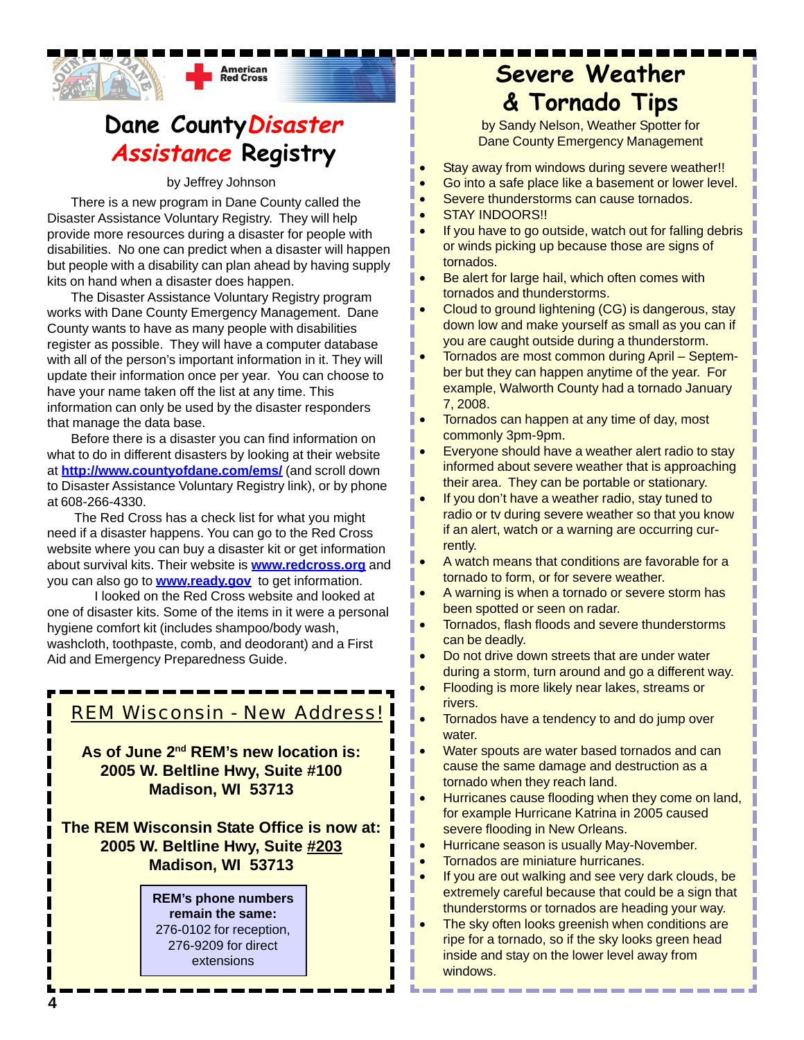# Dane County *Disaster Assistance* Registry

by Jeffrey Johnson

There is a new program in Dane County called the Disaster Assistance Voluntary Registry. They will help provide more resources during a disaster for people with disabilities. No one can predict when a disaster will happen but people with a disability can plan ahead by having supply kits on hand when a disaster does happen.

The Disaster Assistance Voluntary Registry program works with Dane County Emergency Management. Dane County wants to have as many people with disabilities register as possible. They will have a computer database with all of the person's important information in it. They will update their information once per year. You can choose to have your name taken off the list at any time. This information can only be used by the disaster responders that manage the data base.

Before there is a disaster you can find information on what to do in different disasters by looking at their website at **http://www.countyofdane.com/ems/** (and scroll down to Disaster Assistance Voluntary Registry link), or by phone at 608-266-4330.

The Red Cross has a check list for what you might need if a disaster happens. You can go to the Red Cross website where you can buy a disaster kit or get information about survival kits. Their website is **www.redcross.org** and you can also go to **www.ready.gov** to get information.

I looked on the Red Cross website and looked at one of disaster kits. Some of the items in it were a personal hygiene comfort kit (includes shampoo/body wash, washcloth, toothpaste, comb, and deodorant) and a First Aid and Emergency Preparedness Guide.

## REM Wisconsin - New Address!

**As of June 2nd REM's new location is:**
**2005 W. Beltline Hwy, Suite #100**
**Madison, WI 53713**

**The REM Wisconsin State Office is now at:**
**2005 W. Beltline Hwy, Suite #203**
**Madison, WI 53713**

**REM's phone numbers remain the same:**
276-0102 for reception,
276-9209 for direct extensions

# Severe Weather & Tornado Tips

by Sandy Nelson, Weather Spotter for Dane County Emergency Management

- Stay away from windows during severe weather!!
- Go into a safe place like a basement or lower level.
- Severe thunderstorms can cause tornados.
- STAY INDOORS!!
- If you have to go outside, watch out for falling debris or winds picking up because those are signs of tornados.
- Be alert for large hail, which often comes with tornados and thunderstorms.
- Cloud to ground lightening (CG) is dangerous, stay down low and make yourself as small as you can if you are caught outside during a thunderstorm.
- Tornados are most common during April – September but they can happen anytime of the year. For example, Walworth County had a tornado January 7, 2008.
- Tornados can happen at any time of day, most commonly 3pm-9pm.
- Everyone should have a weather alert radio to stay informed about severe weather that is approaching their area. They can be portable or stationary.
- If you don't have a weather radio, stay tuned to radio or tv during severe weather so that you know if an alert, watch or a warning are occurring currently.
- A watch means that conditions are favorable for a tornado to form, or for severe weather.
- A warning is when a tornado or severe storm has been spotted or seen on radar.
- Tornados, flash floods and severe thunderstorms can be deadly.
- Do not drive down streets that are under water during a storm, turn around and go a different way.
- Flooding is more likely near lakes, streams or rivers.
- Tornados have a tendency to and do jump over water.
- Water spouts are water based tornados and can cause the same damage and destruction as a tornado when they reach land.
- Hurricanes cause flooding when they come on land, for example Hurricane Katrina in 2005 caused severe flooding in New Orleans.
- Hurricane season is usually May-November.
- Tornados are miniature hurricanes.
- If you are out walking and see very dark clouds, be extremely careful because that could be a sign that thunderstorms or tornados are heading your way.
- The sky often looks greenish when conditions are ripe for a tornado, so if the sky looks green head inside and stay on the lower level away from windows.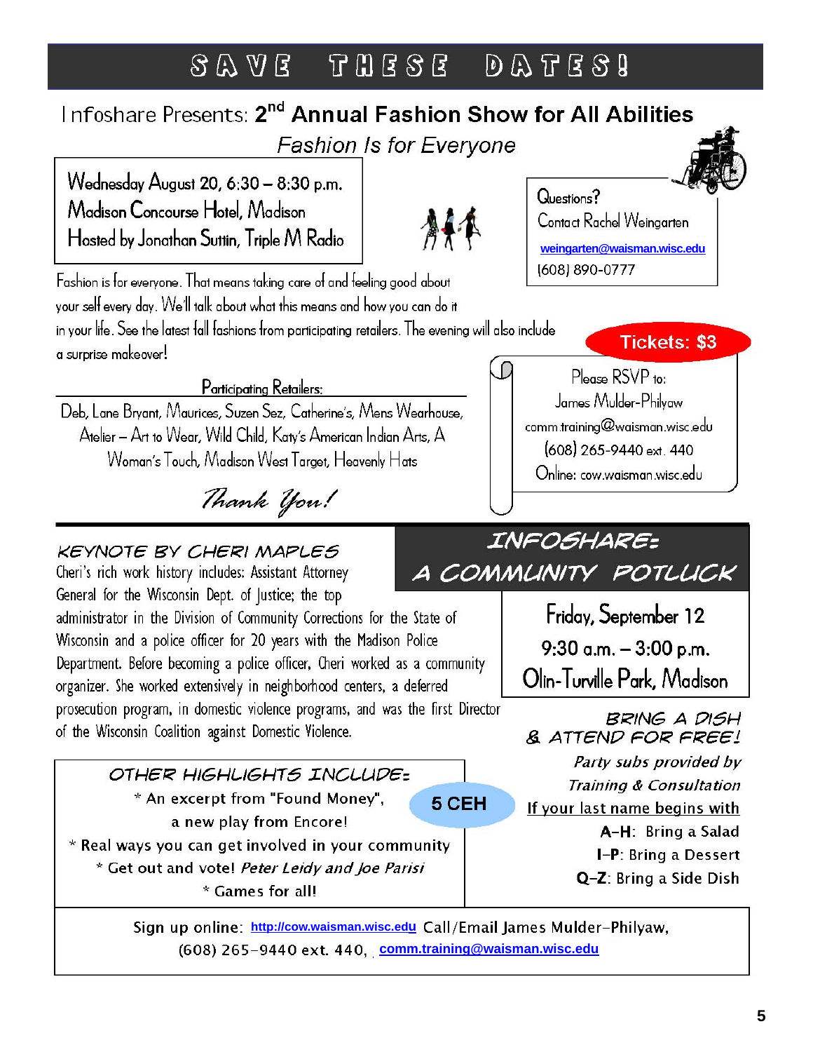# SAVE THESE DATES!

## Infoshare Presents: 2nd Annual Fashion Show for All Abilities

*Fashion Is for Everyone*

Wednesday August 20, 6:30 – 8:30 p.m.
Madison Concourse Hotel, Madison
Hosted by Jonathan Suttin, Triple M Radio

Questions?
Contact Rachel Weingarten
weingarten@waisman.wisc.edu
(608) 890-0777

Fashion is for everyone. That means taking care of and feeling good about your self every day. We'll talk about what this means and how you can do it in your life. See the latest fall fashions from participating retailers. The evening will also include a surprise makeover!

**Tickets: $3**

Please RSVP to:
James Mulder-Philyaw
comm.training@waisman.wisc.edu
(608) 265-9440 ext. 440
Online: cow.waisman.wisc.edu

Participating Retailers:

Deb, Lane Bryant, Maurices, Suzen Sez, Catherine's, Mens Wearhouse, Atelier – Art to Wear, Wild Child, Katy's American Indian Arts, A Woman's Touch, Madison West Target, Heavenly Hats

*Thank You!*

## INFOSHARE: A COMMUNITY POTLUCK

Friday, September 12
9:30 a.m. – 3:00 p.m.
Olin-Turville Park, Madison

### KEYNOTE BY CHERI MAPLES

Cheri's rich work history includes: Assistant Attorney General for the Wisconsin Dept. of Justice; the top administrator in the Division of Community Corrections for the State of Wisconsin and a police officer for 20 years with the Madison Police Department. Before becoming a police officer, Cheri worked as a community organizer. She worked extensively in neighborhood centers, a deferred prosecution program, in domestic violence programs, and was the first Director of the Wisconsin Coalition against Domestic Violence.

### BRING A DISH & ATTEND FOR FREE!

*Party subs provided by Training & Consultation*

If your last name begins with

**A–H**: Bring a Salad
**I–P**: Bring a Dessert
**Q–Z**: Bring a Side Dish

### OTHER HIGHLIGHTS INCLUDE:

* An excerpt from "Found Money", a new play from Encore!
* Real ways you can get involved in your community
* Get out and vote! *Peter Leidy and Joe Parisi*
* Games for all!

**5 CEH**

Sign up online: http://cow.waisman.wisc.edu Call/Email James Mulder-Philyaw, (608) 265-9440 ext. 440, comm.training@waisman.wisc.edu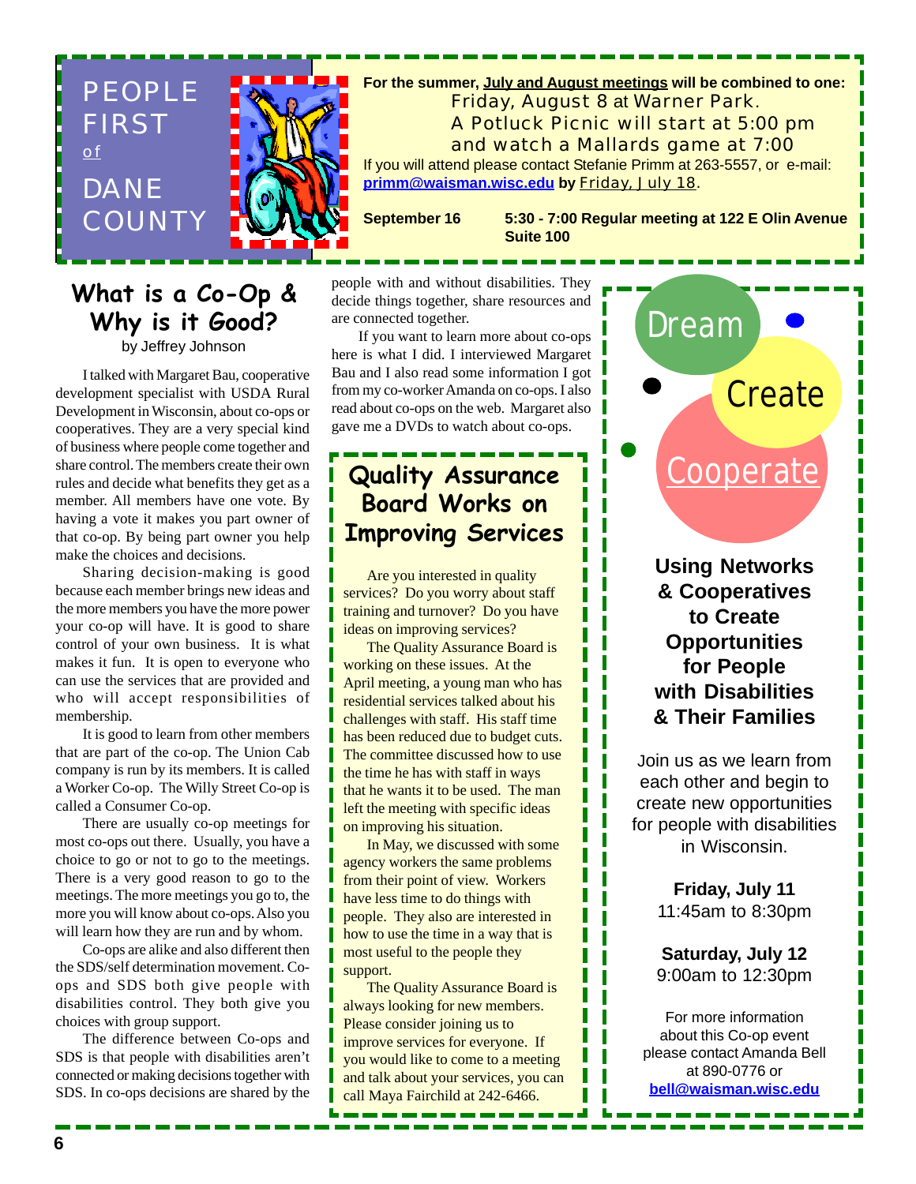# PEOPLE FIRST of DANE COUNTY

**For the summer, July and August meetings will be combined to one:**

Friday, August 8 at Warner Park.
A Potluck Picnic will start at 5:00 pm
and watch a Mallards game at 7:00

If you will attend please contact Stefanie Primm at 263-5557, or e-mail: **primm@waisman.wisc.edu** by Friday, July 18.

**September 16** — **5:30 - 7:00 Regular meeting at 122 E Olin Avenue Suite 100**

## What is a Co-Op & Why is it Good?

by Jeffrey Johnson

I talked with Margaret Bau, cooperative development specialist with USDA Rural Development in Wisconsin, about co-ops or cooperatives. They are a very special kind of business where people come together and share control. The members create their own rules and decide what benefits they get as a member. All members have one vote. By having a vote it makes you part owner of that co-op. By being part owner you help make the choices and decisions.

Sharing decision-making is good because each member brings new ideas and the more members you have the more power your co-op will have. It is good to share control of your own business. It is what makes it fun. It is open to everyone who can use the services that are provided and who will accept responsibilities of membership.

It is good to learn from other members that are part of the co-op. The Union Cab company is run by its members. It is called a Worker Co-op. The Willy Street Co-op is called a Consumer Co-op.

There are usually co-op meetings for most co-ops out there. Usually, you have a choice to go or not to go to the meetings. There is a very good reason to go to the meetings. The more meetings you go to, the more you will know about co-ops. Also you will learn how they are run and by whom.

Co-ops are alike and also different then the SDS/self determination movement. Co-ops and SDS both give people with disabilities control. They both give you choices with group support.

The difference between Co-ops and SDS is that people with disabilities aren't connected or making decisions together with SDS. In co-ops decisions are shared by the people with and without disabilities. They decide things together, share resources and are connected together.

If you want to learn more about co-ops here is what I did. I interviewed Margaret Bau and I also read some information I got from my co-worker Amanda on co-ops. I also read about co-ops on the web. Margaret also gave me a DVDs to watch about co-ops.

## Quality Assurance Board Works on Improving Services

Are you interested in quality services? Do you worry about staff training and turnover? Do you have ideas on improving services?

The Quality Assurance Board is working on these issues. At the April meeting, a young man who has residential services talked about his challenges with staff. His staff time has been reduced due to budget cuts. The committee discussed how to use the time he has with staff in ways that he wants it to be used. The man left the meeting with specific ideas on improving his situation.

In May, we discussed with some agency workers the same problems from their point of view. Workers have less time to do things with people. They also are interested in how to use the time in a way that is most useful to the people they support.

The Quality Assurance Board is always looking for new members. Please consider joining us to improve services for everyone. If you would like to come to a meeting and talk about your services, you can call Maya Fairchild at 242-6466.

## Dream · Create · Cooperate

### Using Networks & Cooperatives to Create Opportunities for People with Disabilities & Their Families

Join us as we learn from each other and begin to create new opportunities for people with disabilities in Wisconsin.

**Friday, July 11**
11:45am to 8:30pm

**Saturday, July 12**
9:00am to 12:30pm

For more information about this Co-op event please contact Amanda Bell at 890-0776 or **bell@waisman.wisc.edu**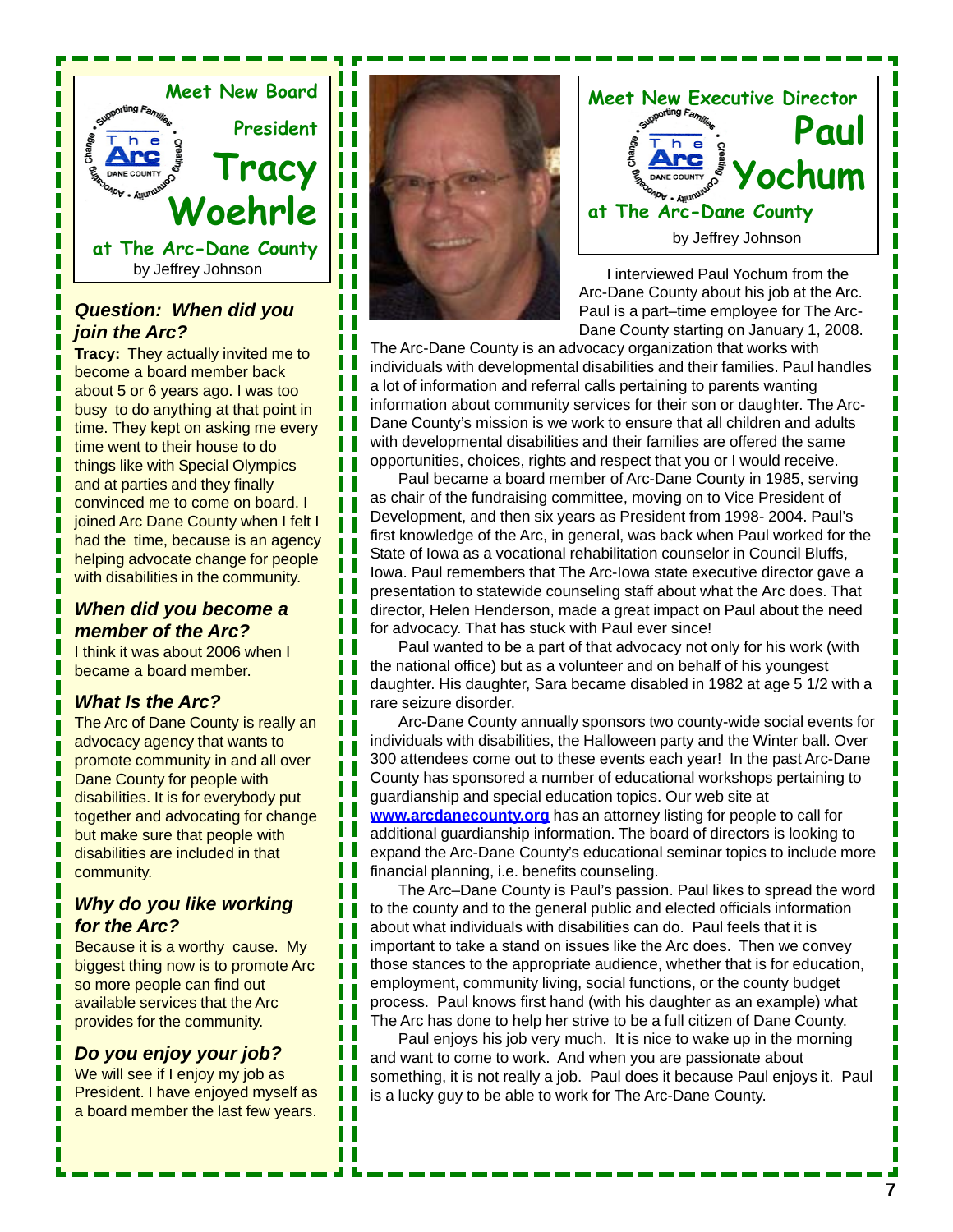## Meet New Board President Tracy Woehrle at The Arc-Dane County

by Jeffrey Johnson

### *Question: When did you join the Arc?*

**Tracy:** They actually invited me to become a board member back about 5 or 6 years ago. I was too busy to do anything at that point in time. They kept on asking me every time went to their house to do things like with Special Olympics and at parties and they finally convinced me to come on board. I joined Arc Dane County when I felt I had the time, because is an agency helping advocate change for people with disabilities in the community.

### *When did you become a member of the Arc?*

I think it was about 2006 when I became a board member.

### *What Is the Arc?*

The Arc of Dane County is really an advocacy agency that wants to promote community in and all over Dane County for people with disabilities. It is for everybody put together and advocating for change but make sure that people with disabilities are included in that community.

### *Why do you like working for the Arc?*

Because it is a worthy cause. My biggest thing now is to promote Arc so more people can find out available services that the Arc provides for the community.

### *Do you enjoy your job?*

We will see if I enjoy my job as President. I have enjoyed myself as a board member the last few years.

## Meet New Executive Director Paul Yochum at The Arc-Dane County

by Jeffrey Johnson

I interviewed Paul Yochum from the Arc-Dane County about his job at the Arc. Paul is a part–time employee for The Arc-Dane County starting on January 1, 2008. The Arc-Dane County is an advocacy organization that works with individuals with developmental disabilities and their families. Paul handles a lot of information and referral calls pertaining to parents wanting information about community services for their son or daughter. The Arc-Dane County's mission is we work to ensure that all children and adults with developmental disabilities and their families are offered the same opportunities, choices, rights and respect that you or I would receive.

Paul became a board member of Arc-Dane County in 1985, serving as chair of the fundraising committee, moving on to Vice President of Development, and then six years as President from 1998- 2004. Paul's first knowledge of the Arc, in general, was back when Paul worked for the State of Iowa as a vocational rehabilitation counselor in Council Bluffs, Iowa. Paul remembers that The Arc-Iowa state executive director gave a presentation to statewide counseling staff about what the Arc does. That director, Helen Henderson, made a great impact on Paul about the need for advocacy. That has stuck with Paul ever since!

Paul wanted to be a part of that advocacy not only for his work (with the national office) but as a volunteer and on behalf of his youngest daughter. His daughter, Sara became disabled in 1982 at age 5 1/2 with a rare seizure disorder.

Arc-Dane County annually sponsors two county-wide social events for individuals with disabilities, the Halloween party and the Winter ball. Over 300 attendees come out to these events each year! In the past Arc-Dane County has sponsored a number of educational workshops pertaining to guardianship and special education topics. Our web site at **www.arcdanecounty.org** has an attorney listing for people to call for additional guardianship information. The board of directors is looking to expand the Arc-Dane County's educational seminar topics to include more financial planning, i.e. benefits counseling.

The Arc–Dane County is Paul's passion. Paul likes to spread the word to the county and to the general public and elected officials information about what individuals with disabilities can do. Paul feels that it is important to take a stand on issues like the Arc does. Then we convey those stances to the appropriate audience, whether that is for education, employment, community living, social functions, or the county budget process. Paul knows first hand (with his daughter as an example) what The Arc has done to help her strive to be a full citizen of Dane County.

Paul enjoys his job very much. It is nice to wake up in the morning and want to come to work. And when you are passionate about something, it is not really a job. Paul does it because Paul enjoys it. Paul is a lucky guy to be able to work for The Arc-Dane County.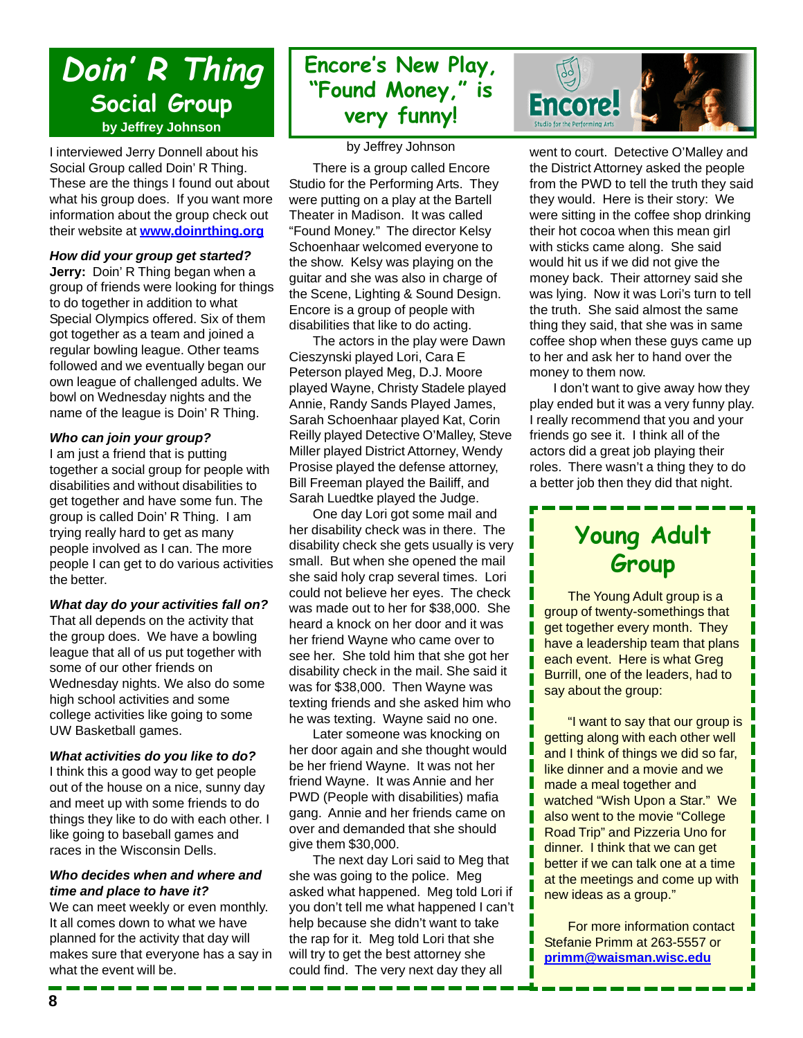# Doin' R Thing Social Group

**by Jeffrey Johnson**

I interviewed Jerry Donnell about his Social Group called Doin' R Thing. These are the things I found out about what his group does. If you want more information about the group check out their website at **www.doinrthing.org**

***How did your group get started?***

**Jerry:** Doin' R Thing began when a group of friends were looking for things to do together in addition to what Special Olympics offered. Six of them got together as a team and joined a regular bowling league. Other teams followed and we eventually began our own league of challenged adults. We bowl on Wednesday nights and the name of the league is Doin' R Thing.

***Who can join your group?***

I am just a friend that is putting together a social group for people with disabilities and without disabilities to get together and have some fun. The group is called Doin' R Thing. I am trying really hard to get as many people involved as I can. The more people I can get to do various activities the better.

***What day do your activities fall on?***

That all depends on the activity that the group does. We have a bowling league that all of us put together with some of our other friends on Wednesday nights. We also do some high school activities and some college activities like going to some UW Basketball games.

***What activities do you like to do?***

I think this a good way to get people out of the house on a nice, sunny day and meet up with some friends to do things they like to do with each other. I like going to baseball games and races in the Wisconsin Dells.

***Who decides when and where and time and place to have it?***

We can meet weekly or even monthly. It all comes down to what we have planned for the activity that day will makes sure that everyone has a say in what the event will be.

# Encore's New Play, "Found Money," is very funny!

Encore! Studio for the Performing Arts

by Jeffrey Johnson

There is a group called Encore Studio for the Performing Arts. They were putting on a play at the Bartell Theater in Madison. It was called "Found Money." The director Kelsy Schoenhaar welcomed everyone to the show. Kelsy was playing on the guitar and she was also in charge of the Scene, Lighting & Sound Design. Encore is a group of people with disabilities that like to do acting.

The actors in the play were Dawn Cieszynski played Lori, Cara E Peterson played Meg, D.J. Moore played Wayne, Christy Stadele played Annie, Randy Sands Played James, Sarah Schoenhaar played Kat, Corin Reilly played Detective O'Malley, Steve Miller played District Attorney, Wendy Prosise played the defense attorney, Bill Freeman played the Bailiff, and Sarah Luedtke played the Judge.

One day Lori got some mail and her disability check was in there. The disability check she gets usually is very small. But when she opened the mail she said holy crap several times. Lori could not believe her eyes. The check was made out to her for $38,000. She heard a knock on her door and it was her friend Wayne who came over to see her. She told him that she got her disability check in the mail. She said it was for $38,000. Then Wayne was texting friends and she asked him who he was texting. Wayne said no one.

Later someone was knocking on her door again and she thought would be her friend Wayne. It was not her friend Wayne. It was Annie and her PWD (People with disabilities) mafia gang. Annie and her friends came on over and demanded that she should give them $30,000.

The next day Lori said to Meg that she was going to the police. Meg asked what happened. Meg told Lori if you don't tell me what happened I can't help because she didn't want to take the rap for it. Meg told Lori that she will try to get the best attorney she could find. The very next day they all went to court. Detective O'Malley and the District Attorney asked the people from the PWD to tell the truth they said they would. Here is their story: We were sitting in the coffee shop drinking their hot cocoa when this mean girl with sticks came along. She said would hit us if we did not give the money back. Their attorney said she was lying. Now it was Lori's turn to tell the truth. She said almost the same thing they said, that she was in same coffee shop when these guys came up to her and ask her to hand over the money to them now.

I don't want to give away how they play ended but it was a very funny play. I really recommend that you and your friends go see it. I think all of the actors did a great job playing their roles. There wasn't a thing they to do a better job then they did that night.

# Young Adult Group

The Young Adult group is a group of twenty-somethings that get together every month. They have a leadership team that plans each event. Here is what Greg Burrill, one of the leaders, had to say about the group:

"I want to say that our group is getting along with each other well and I think of things we did so far, like dinner and a movie and we made a meal together and watched "Wish Upon a Star." We also went to the movie "College Road Trip" and Pizzeria Uno for dinner. I think that we can get better if we can talk one at a time at the meetings and come up with new ideas as a group."

For more information contact Stefanie Primm at 263-5557 or **primm@waisman.wisc.edu**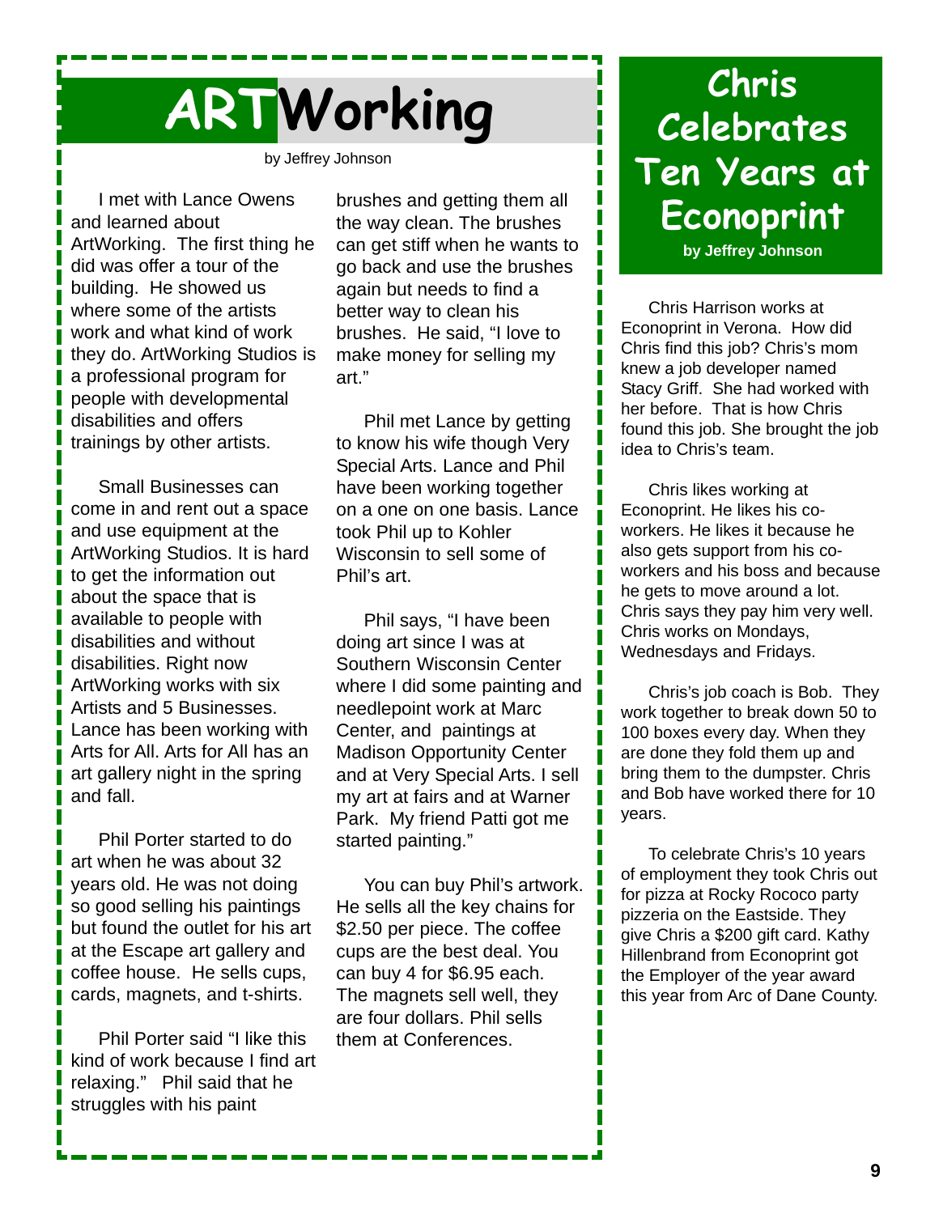# ARTWorking

by Jeffrey Johnson

I met with Lance Owens and learned about ArtWorking. The first thing he did was offer a tour of the building. He showed us where some of the artists work and what kind of work they do. ArtWorking Studios is a professional program for people with developmental disabilities and offers trainings by other artists.

Small Businesses can come in and rent out a space and use equipment at the ArtWorking Studios. It is hard to get the information out about the space that is available to people with disabilities and without disabilities. Right now ArtWorking works with six Artists and 5 Businesses. Lance has been working with Arts for All. Arts for All has an art gallery night in the spring and fall.

Phil Porter started to do art when he was about 32 years old. He was not doing so good selling his paintings but found the outlet for his art at the Escape art gallery and coffee house. He sells cups, cards, magnets, and t-shirts.

Phil Porter said "I like this kind of work because I find art relaxing." Phil said that he struggles with his paint brushes and getting them all the way clean. The brushes can get stiff when he wants to go back and use the brushes again but needs to find a better way to clean his brushes. He said, "I love to make money for selling my art."

Phil met Lance by getting to know his wife though Very Special Arts. Lance and Phil have been working together on a one on one basis. Lance took Phil up to Kohler Wisconsin to sell some of Phil's art.

Phil says, "I have been doing art since I was at Southern Wisconsin Center where I did some painting and needlepoint work at Marc Center, and paintings at Madison Opportunity Center and at Very Special Arts. I sell my art at fairs and at Warner Park. My friend Patti got me started painting."

You can buy Phil's artwork. He sells all the key chains for $2.50 per piece. The coffee cups are the best deal. You can buy 4 for $6.95 each. The magnets sell well, they are four dollars. Phil sells them at Conferences.

# Chris Celebrates Ten Years at Econoprint

**by Jeffrey Johnson**

Chris Harrison works at Econoprint in Verona. How did Chris find this job? Chris's mom knew a job developer named Stacy Griff. She had worked with her before. That is how Chris found this job. She brought the job idea to Chris's team.

Chris likes working at Econoprint. He likes his co-workers. He likes it because he also gets support from his co-workers and his boss and because he gets to move around a lot. Chris says they pay him very well. Chris works on Mondays, Wednesdays and Fridays.

Chris's job coach is Bob. They work together to break down 50 to 100 boxes every day. When they are done they fold them up and bring them to the dumpster. Chris and Bob have worked there for 10 years.

To celebrate Chris's 10 years of employment they took Chris out for pizza at Rocky Rococo party pizzeria on the Eastside. They give Chris a $200 gift card. Kathy Hillenbrand from Econoprint got the Employer of the year award this year from Arc of Dane County.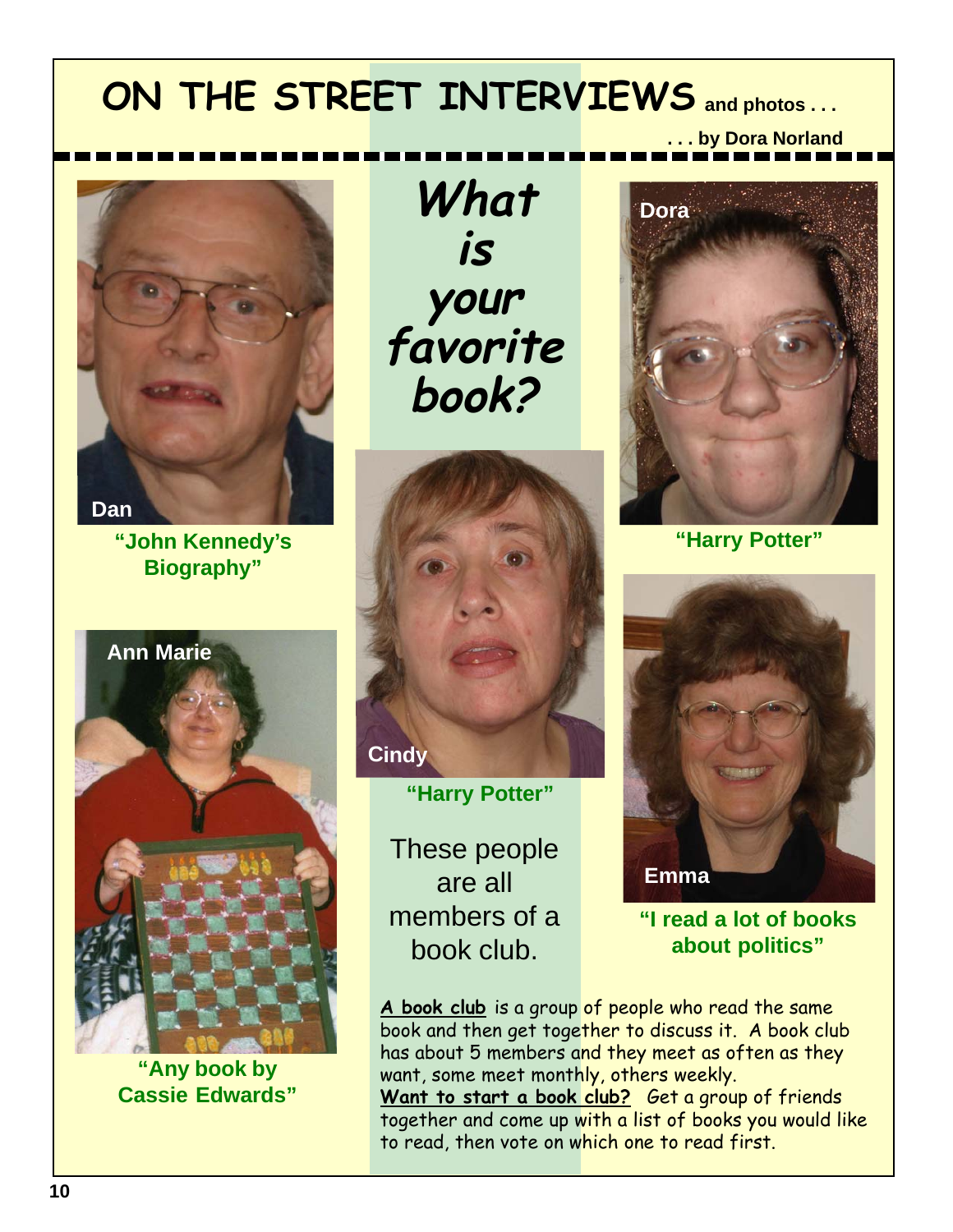# ON THE STREET INTERVIEWS and photos . . .

. . . by Dora Norland

## *What is your favorite book?*

Dan

"John Kennedy's Biography"

Ann Marie

"Any book by Cassie Edwards"

Cindy

"Harry Potter"

Dora

"Harry Potter"

Emma

"I read a lot of books about politics"

These people are all members of a book club.

**A book club** is a group of people who read the same book and then get together to discuss it. A book club has about 5 members and they meet as often as they want, some meet monthly, others weekly.

**Want to start a book club?** Get a group of friends together and come up with a list of books you would like to read, then vote on which one to read first.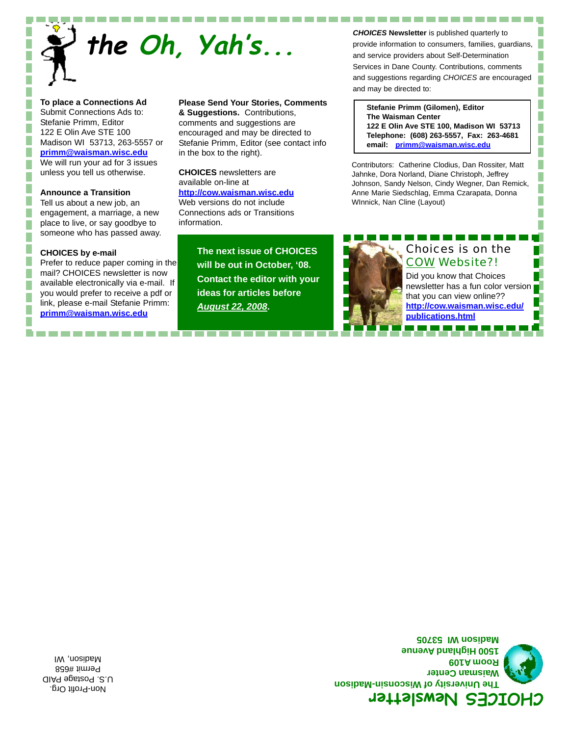# the Oh, Yah's...

***CHOICES* Newsletter** is published quarterly to provide information to consumers, families, guardians, and service providers about Self-Determination Services in Dane County. Contributions, comments and suggestions regarding *CHOICES* are encouraged and may be directed to:

**Stefanie Primm (Gilomen), Editor**
**The Waisman Center**
**122 E Olin Ave STE 100, Madison WI 53713**
**Telephone: (608) 263-5557, Fax: 263-4681**
**email: primm@waisman.wisc.edu**

Contributors: Catherine Clodius, Dan Rossiter, Matt Jahnke, Dora Norland, Diane Christoph, Jeffrey Johnson, Sandy Nelson, Cindy Wegner, Dan Remick, Anne Marie Siedschlag, Emma Czarapata, Donna WInnick, Nan Cline (Layout)

**To place a Connections Ad**
Submit Connections Ads to:
Stefanie Primm, Editor
122 E Olin Ave STE 100
Madison WI 53713, 263-5557 or **primm@waisman.wisc.edu**
We will run your ad for 3 issues unless you tell us otherwise.

**Announce a Transition**
Tell us about a new job, an engagement, a marriage, a new place to live, or say goodbye to someone who has passed away.

**CHOICES by e-mail**
Prefer to reduce paper coming in the mail? CHOICES newsletter is now available electronically via e-mail. If you would prefer to receive a pdf or link, please e-mail Stefanie Primm: **primm@waisman.wisc.edu**

**Please Send Your Stories, Comments & Suggestions.** Contributions, comments and suggestions are encouraged and may be directed to Stefanie Primm, Editor (see contact info in the box to the right).

**CHOICES** newsletters are available on-line at **http://cow.waisman.wisc.edu**
Web versions do not include Connections ads or Transitions information.

**The next issue of CHOICES will be out in October, '08. Contact the editor with your ideas for articles before *August 22, 2008*.**

Choices is on the COW Website?!

Did you know that Choices newsletter has a fun color version that you can view online?? **http://cow.waisman.wisc.edu/publications.html**

**CHOICES Newsletter**
**The University of Wisconsin-Madison**
**Waisman Center**
**Room A109**
**1500 Highland Avenue**
**Madison WI 53705**

Non-Profit Org.
U.S. Postage PAID
Permit #658
Madison, WI